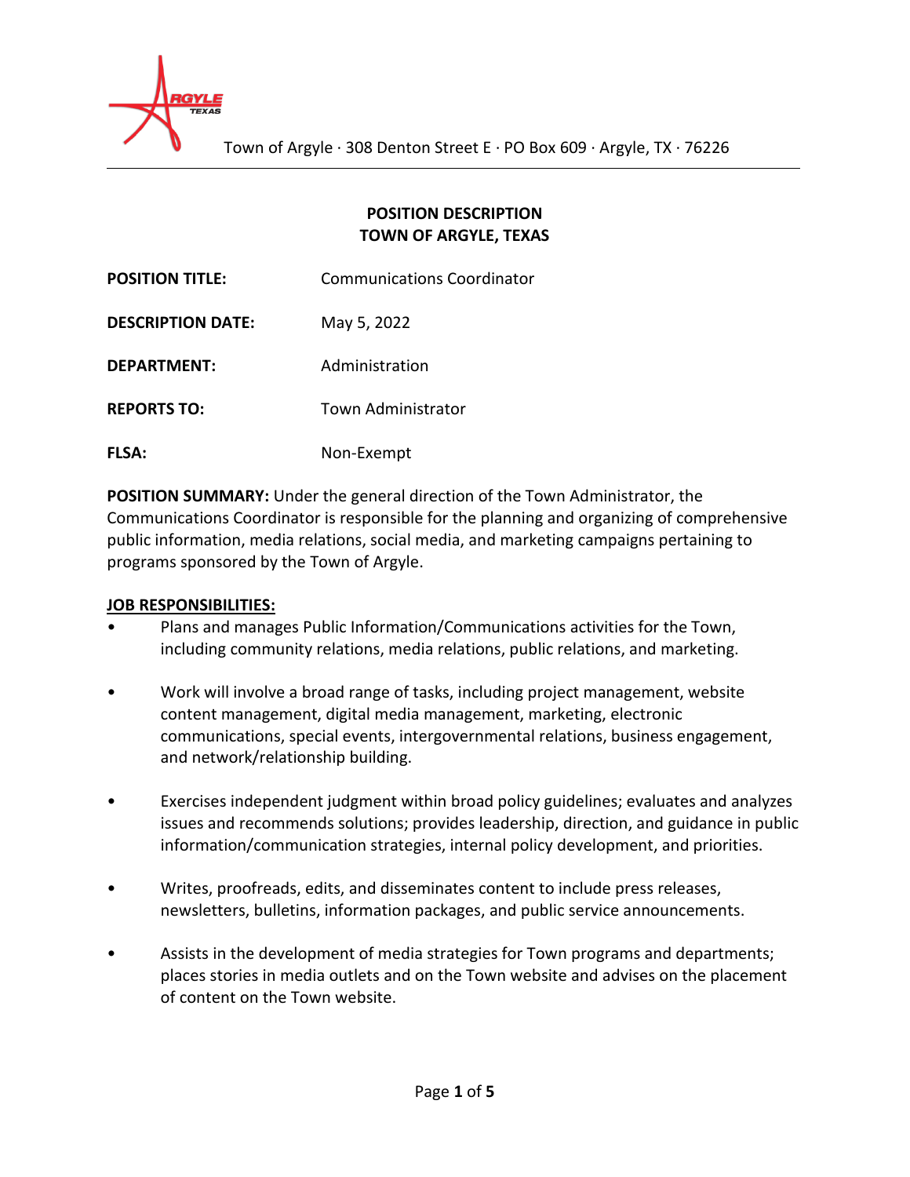Town of Argyle · 308 Denton Street E · PO Box 609 · Argyle, TX · 76226

**POSITION DESCRIPTION**
**TOWN OF ARGYLE, TEXAS**

| | |
|---|---|
| **POSITION TITLE:** | Communications Coordinator |
| **DESCRIPTION DATE:** | May 5, 2022 |
| **DEPARTMENT:** | Administration |
| **REPORTS TO:** | Town Administrator |
| **FLSA:** | Non-Exempt |

**POSITION SUMMARY:** Under the general direction of the Town Administrator, the Communications Coordinator is responsible for the planning and organizing of comprehensive public information, media relations, social media, and marketing campaigns pertaining to programs sponsored by the Town of Argyle.

**JOB RESPONSIBILITIES:**

- Plans and manages Public Information/Communications activities for the Town, including community relations, media relations, public relations, and marketing.
- Work will involve a broad range of tasks, including project management, website content management, digital media management, marketing, electronic communications, special events, intergovernmental relations, business engagement, and network/relationship building.
- Exercises independent judgment within broad policy guidelines; evaluates and analyzes issues and recommends solutions; provides leadership, direction, and guidance in public information/communication strategies, internal policy development, and priorities.
- Writes, proofreads, edits, and disseminates content to include press releases, newsletters, bulletins, information packages, and public service announcements.
- Assists in the development of media strategies for Town programs and departments; places stories in media outlets and on the Town website and advises on the placement of content on the Town website.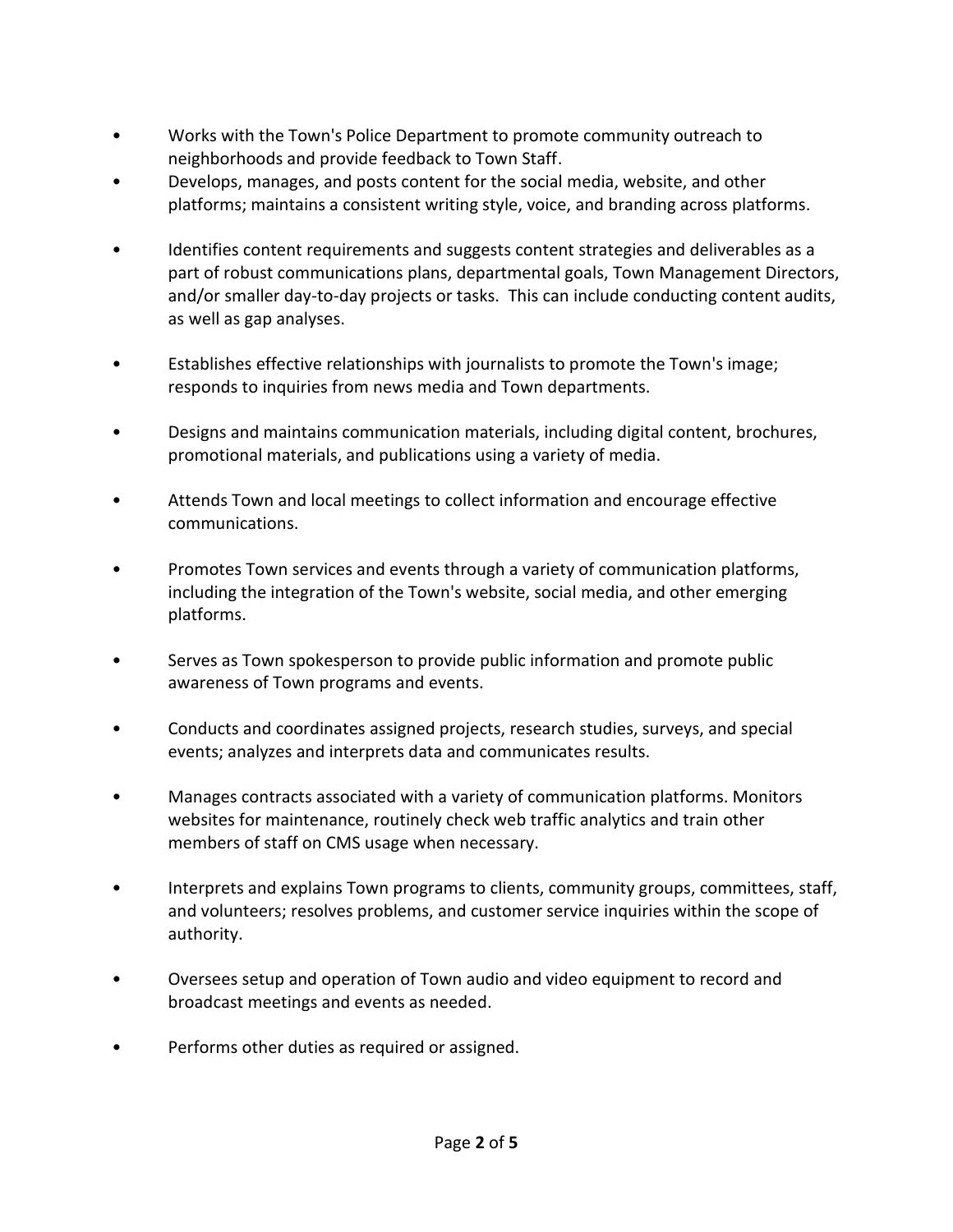- Works with the Town's Police Department to promote community outreach to neighborhoods and provide feedback to Town Staff.
- Develops, manages, and posts content for the social media, website, and other platforms; maintains a consistent writing style, voice, and branding across platforms.
- Identifies content requirements and suggests content strategies and deliverables as a part of robust communications plans, departmental goals, Town Management Directors, and/or smaller day-to-day projects or tasks. This can include conducting content audits, as well as gap analyses.
- Establishes effective relationships with journalists to promote the Town's image; responds to inquiries from news media and Town departments.
- Designs and maintains communication materials, including digital content, brochures, promotional materials, and publications using a variety of media.
- Attends Town and local meetings to collect information and encourage effective communications.
- Promotes Town services and events through a variety of communication platforms, including the integration of the Town's website, social media, and other emerging platforms.
- Serves as Town spokesperson to provide public information and promote public awareness of Town programs and events.
- Conducts and coordinates assigned projects, research studies, surveys, and special events; analyzes and interprets data and communicates results.
- Manages contracts associated with a variety of communication platforms. Monitors websites for maintenance, routinely check web traffic analytics and train other members of staff on CMS usage when necessary.
- Interprets and explains Town programs to clients, community groups, committees, staff, and volunteers; resolves problems, and customer service inquiries within the scope of authority.
- Oversees setup and operation of Town audio and video equipment to record and broadcast meetings and events as needed.
- Performs other duties as required or assigned.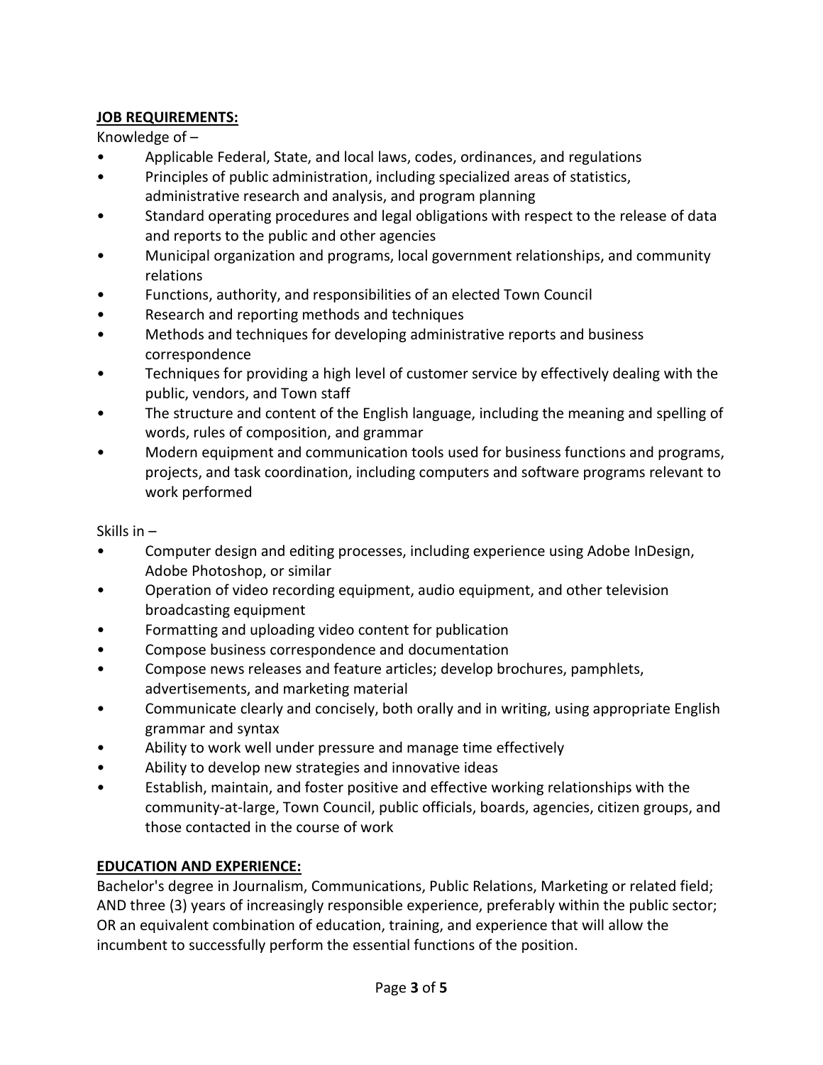## JOB REQUIREMENTS:

Knowledge of –

- Applicable Federal, State, and local laws, codes, ordinances, and regulations
- Principles of public administration, including specialized areas of statistics, administrative research and analysis, and program planning
- Standard operating procedures and legal obligations with respect to the release of data and reports to the public and other agencies
- Municipal organization and programs, local government relationships, and community relations
- Functions, authority, and responsibilities of an elected Town Council
- Research and reporting methods and techniques
- Methods and techniques for developing administrative reports and business correspondence
- Techniques for providing a high level of customer service by effectively dealing with the public, vendors, and Town staff
- The structure and content of the English language, including the meaning and spelling of words, rules of composition, and grammar
- Modern equipment and communication tools used for business functions and programs, projects, and task coordination, including computers and software programs relevant to work performed

Skills in –

- Computer design and editing processes, including experience using Adobe InDesign, Adobe Photoshop, or similar
- Operation of video recording equipment, audio equipment, and other television broadcasting equipment
- Formatting and uploading video content for publication
- Compose business correspondence and documentation
- Compose news releases and feature articles; develop brochures, pamphlets, advertisements, and marketing material
- Communicate clearly and concisely, both orally and in writing, using appropriate English grammar and syntax
- Ability to work well under pressure and manage time effectively
- Ability to develop new strategies and innovative ideas
- Establish, maintain, and foster positive and effective working relationships with the community-at-large, Town Council, public officials, boards, agencies, citizen groups, and those contacted in the course of work

## EDUCATION AND EXPERIENCE:

Bachelor's degree in Journalism, Communications, Public Relations, Marketing or related field; AND three (3) years of increasingly responsible experience, preferably within the public sector; OR an equivalent combination of education, training, and experience that will allow the incumbent to successfully perform the essential functions of the position.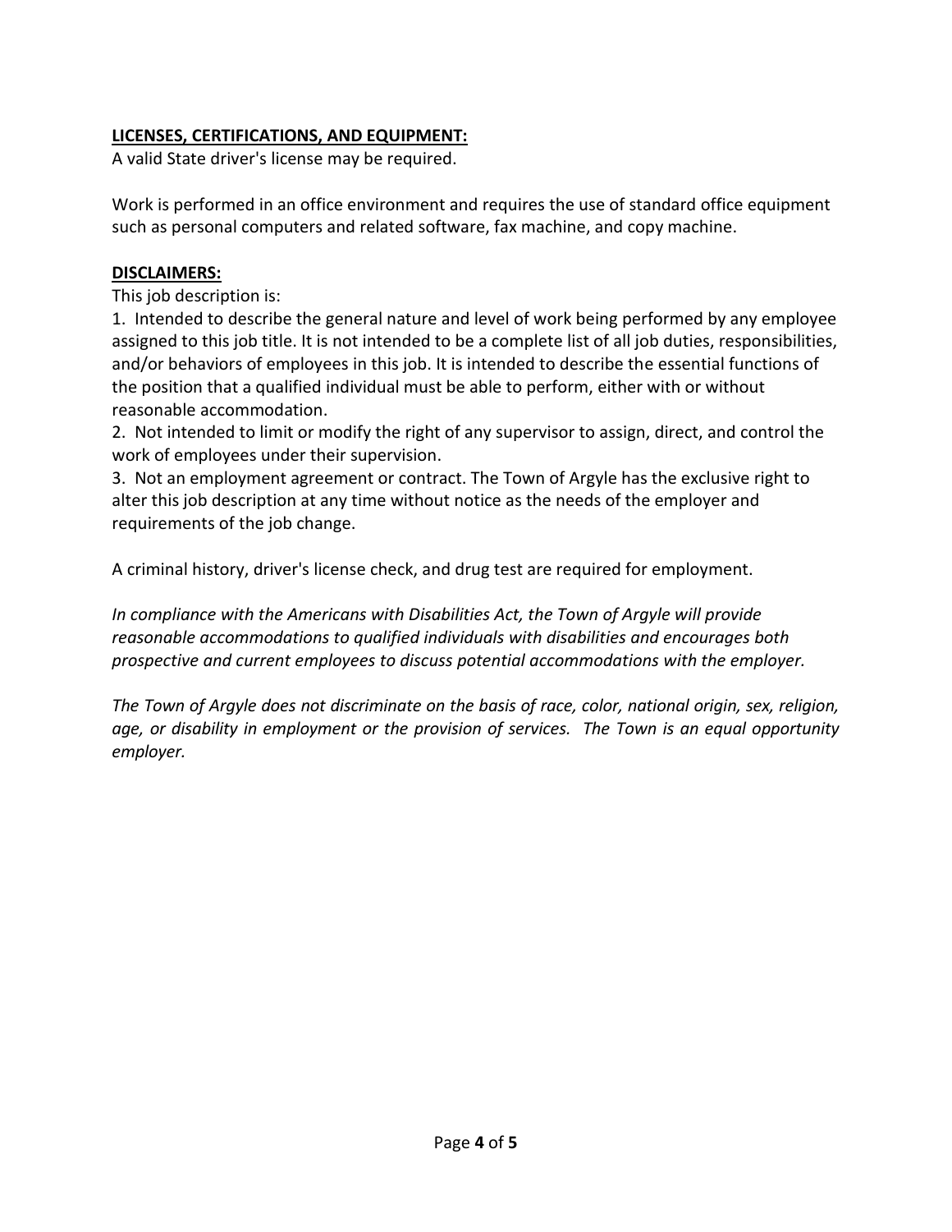**LICENSES, CERTIFICATIONS, AND EQUIPMENT:**

A valid State driver's license may be required.

Work is performed in an office environment and requires the use of standard office equipment such as personal computers and related software, fax machine, and copy machine.

**DISCLAIMERS:**

This job description is:

1. Intended to describe the general nature and level of work being performed by any employee assigned to this job title. It is not intended to be a complete list of all job duties, responsibilities, and/or behaviors of employees in this job. It is intended to describe the essential functions of the position that a qualified individual must be able to perform, either with or without reasonable accommodation.
2. Not intended to limit or modify the right of any supervisor to assign, direct, and control the work of employees under their supervision.
3. Not an employment agreement or contract. The Town of Argyle has the exclusive right to alter this job description at any time without notice as the needs of the employer and requirements of the job change.

A criminal history, driver's license check, and drug test are required for employment.

*In compliance with the Americans with Disabilities Act, the Town of Argyle will provide reasonable accommodations to qualified individuals with disabilities and encourages both prospective and current employees to discuss potential accommodations with the employer.*

*The Town of Argyle does not discriminate on the basis of race, color, national origin, sex, religion, age, or disability in employment or the provision of services. The Town is an equal opportunity employer.*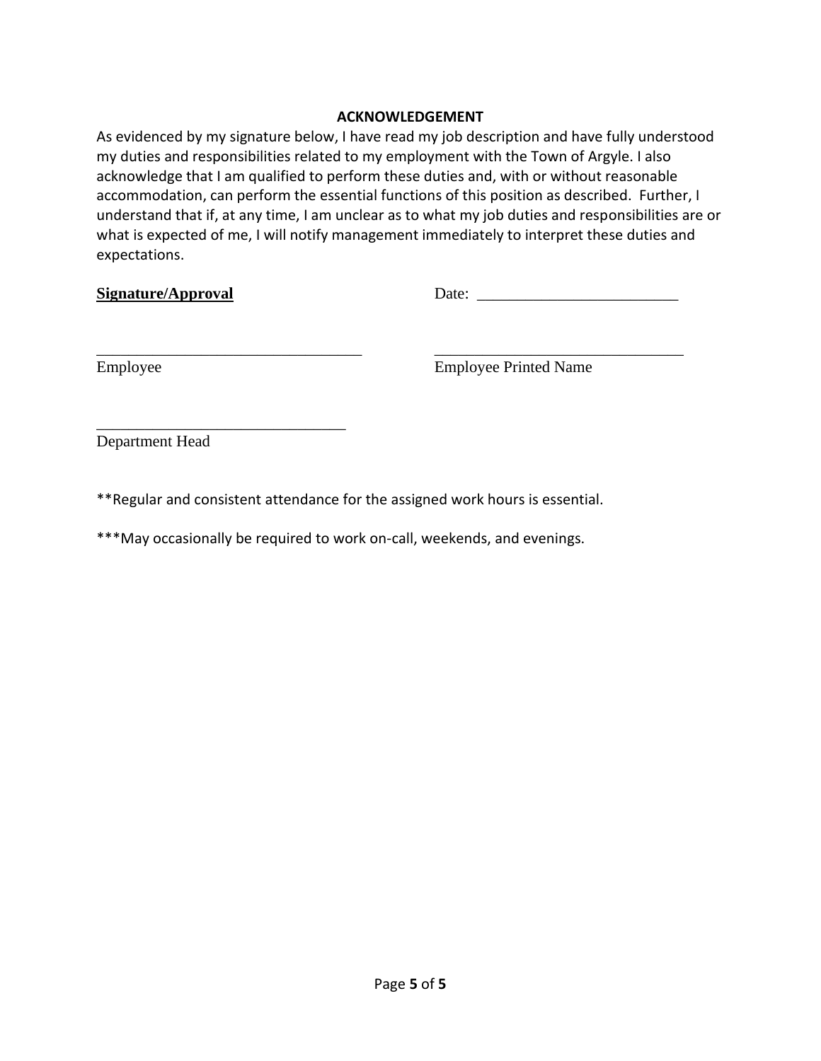**ACKNOWLEDGEMENT**

As evidenced by my signature below, I have read my job description and have fully understood my duties and responsibilities related to my employment with the Town of Argyle. I also acknowledge that I am qualified to perform these duties and, with or without reasonable accommodation, can perform the essential functions of this position as described. Further, I understand that if, at any time, I am unclear as to what my job duties and responsibilities are or what is expected of me, I will notify management immediately to interpret these duties and expectations.

**Signature/Approval** Date: ___________________________

___________________________________ ________________________________

Employee Employee Printed Name

________________________________

Department Head

**Regular and consistent attendance for the assigned work hours is essential.

***May occasionally be required to work on-call, weekends, and evenings.